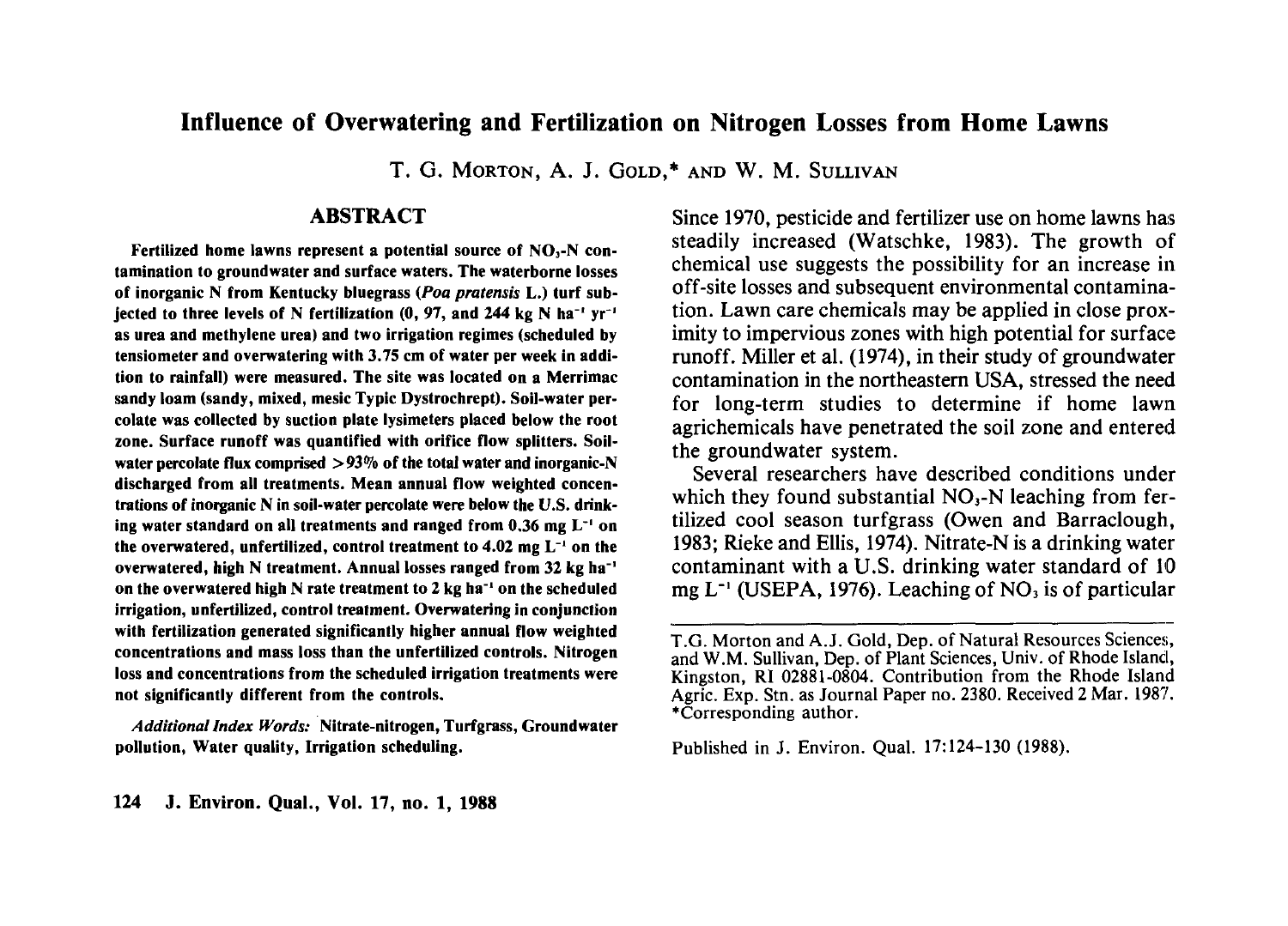# Influence of Overwatering and Fertilization on Nitrogen Losses from Home Lawns

T. G. MORTON, A. J. GOLD,* AND W. M. SULLIVAN

## ABSTRACT

**Fertilized home lawns represent a potential source of $NO_3$-N contamination to groundwater and surface waters. The waterborne losses of inorganic N from Kentucky bluegrass (*Poa pratensis* L.) turf subjected to three levels of N fertilization (0, 97, and 244 kg N $ha^{-1}$ $yr^{-1}$ as urea and methylene urea) and two irrigation regimes (scheduled by tensiometer and overwatering with 3.75 cm of water per week in addition to rainfall) were measured. The site was located on a Merrimac sandy loam (sandy, mixed, mesic Typic Dystrochrept). Soil-water percolate was collected by suction plate lysimeters placed below the root zone. Surface runoff was quantified with orifice flow splitters. Soil-water percolate flux comprised >93% of the total water and inorganic-N discharged from all treatments. Mean annual flow weighted concentrations of inorganic N in soil-water percolate were below the U.S. drinking water standard on all treatments and ranged from 0.36 mg $L^{-1}$ on the overwatered, unfertilized, control treatment to 4.02 mg $L^{-1}$ on the overwatered, high N treatment. Annual losses ranged from 32 kg $ha^{-1}$ on the overwatered high N rate treatment to 2 kg $ha^{-1}$ on the scheduled irrigation, unfertilized, control treatment. Overwatering in conjunction with fertilization generated significantly higher annual flow weighted concentrations and mass loss than the unfertilized controls. Nitrogen loss and concentrations from the scheduled irrigation treatments were not significantly different from the controls.**

***Additional Index Words:*** **Nitrate-nitrogen, Turfgrass, Groundwater pollution, Water quality, Irrigation scheduling.**

Since 1970, pesticide and fertilizer use on home lawns has steadily increased (Watschke, 1983). The growth of chemical use suggests the possibility for an increase in off-site losses and subsequent environmental contamination. Lawn care chemicals may be applied in close proximity to impervious zones with high potential for surface runoff. Miller et al. (1974), in their study of groundwater contamination in the northeastern USA, stressed the need for long-term studies to determine if home lawn agrichemicals have penetrated the soil zone and entered the groundwater system.

Several researchers have described conditions under which they found substantial $NO_3$-N leaching from fertilized cool season turfgrass (Owen and Barraclough, 1983; Rieke and Ellis, 1974). Nitrate-N is a drinking water contaminant with a U.S. drinking water standard of 10 mg $L^{-1}$ (USEPA, 1976). Leaching of $NO_3$ is of particular

---

T.G. Morton and A.J. Gold, Dep. of Natural Resources Sciences, and W.M. Sullivan, Dep. of Plant Sciences, Univ. of Rhode Island, Kingston, RI 02881-0804. Contribution from the Rhode Island Agric. Exp. Stn. as Journal Paper no. 2380. Received 2 Mar. 1987. *Corresponding author.

Published in J. Environ. Qual. 17:124-130 (1988).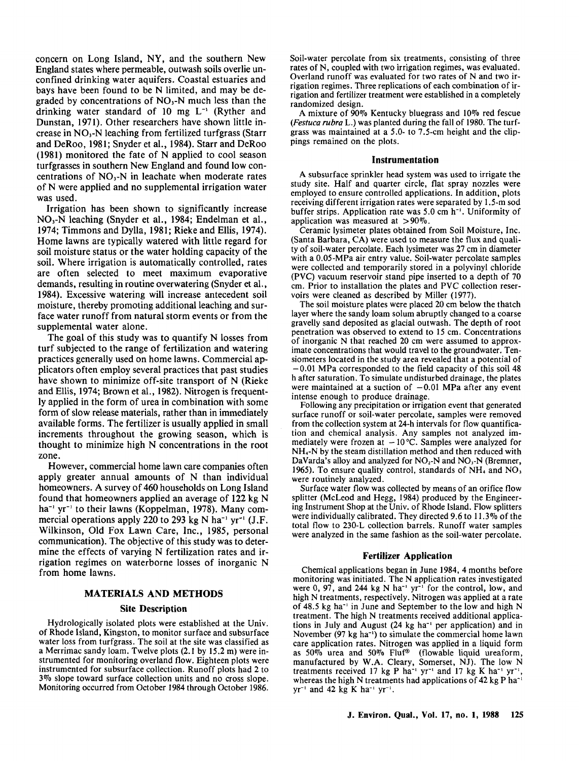concern on Long Island, NY, and the southern New England states where permeable, outwash soils overlie unconfined drinking water aquifers. Coastal estuaries and bays have been found to be N limited, and may be degraded by concentrations of $NO_3$-N much less than the drinking water standard of 10 mg $L^{-1}$ (Ryther and Dunstan, 1971). Other researchers have shown little increase in $NO_3$-N leaching from fertilized turfgrass (Starr and DeRoo, 1981; Snyder et al., 1984). Starr and DeRoo (1981) monitored the fate of N applied to cool season turfgrasses in southern New England and found low concentrations of $NO_3$-N in leachate when moderate rates of N were applied and no supplemental irrigation water was used.

Irrigation has been shown to significantly increase $NO_3$-N leaching (Snyder et al., 1984; Endelman et al., 1974; Timmons and Dylla, 1981; Rieke and Ellis, 1974). Home lawns are typically watered with little regard for soil moisture status or the water holding capacity of the soil. Where irrigation is automatically controlled, rates are often selected to meet maximum evaporative demands, resulting in routine overwatering (Snyder et al., 1984). Excessive watering will increase antecedent soil moisture, thereby promoting additional leaching and surface water runoff from natural storm events or from the supplemental water alone.

The goal of this study was to quantify N losses from turf subjected to the range of fertilization and watering practices generally used on home lawns. Commercial applicators often employ several practices that past studies have shown to minimize off-site transport of N (Rieke and Ellis, 1974; Brown et al., 1982). Nitrogen is frequently applied in the form of urea in combination with some form of slow release materials, rather than in immediately available forms. The fertilizer is usually applied in small increments throughout the growing season, which is thought to minimize high N concentrations in the root zone.

However, commercial home lawn care companies often apply greater annual amounts of N than individual homeowners. A survey of 460 households on Long Island found that homeowners applied an average of 122 kg N $ha^{-1}$ $yr^{-1}$ to their lawns (Koppelman, 1978). Many commercial operations apply 220 to 293 kg N $ha^{-1}$ $yr^{-1}$ (J.F. Wilkinson, Old Fox Lawn Care, Inc., 1985, personal communication). The objective of this study was to determine the effects of varying N fertilization rates and irrigation regimes on waterborne losses of inorganic N from home lawns.

## MATERIALS AND METHODS

### Site Description

Hydrologically isolated plots were established at the Univ. of Rhode Island, Kingston, to monitor surface and subsurface water loss from turfgrass. The soil at the site was classified as a Merrimac sandy loam. Twelve plots (2.1 by 15.2 m) were instrumented for monitoring overland flow. Eighteen plots were instrumented for subsurface collection. Runoff plots had 2 to 3% slope toward surface collection units and no cross slope. Monitoring occurred from October 1984 through October 1986.

Soil-water percolate from six treatments, consisting of three rates of N, coupled with two irrigation regimes, was evaluated. Overland runoff was evaluated for two rates of N and two irrigation regimes. Three replications of each combination of irrigation and fertilizer treatment were established in a completely randomized design.

A mixture of 90% Kentucky bluegrass and 10% red fescue (*Festuca rubra* L.) was planted during the fall of 1980. The turfgrass was maintained at a 5.0- to 7.5-cm height and the clippings remained on the plots.

### Instrumentation

A subsurface sprinkler head system was used to irrigate the study site. Half and quarter circle, flat spray nozzles were employed to ensure controlled applications. In addition, plots receiving different irrigation rates were separated by 1.5-m sod buffer strips. Application rate was 5.0 cm $h^{-1}$. Uniformity of application was measured at >90%.

Ceramic lysimeter plates obtained from Soil Moisture, Inc. (Santa Barbara, CA) were used to measure the flux and quality of soil-water percolate. Each lysimeter was 27 cm in diameter with a 0.05-MPa air entry value. Soil-water percolate samples were collected and temporarily stored in a polyvinyl chloride (PVC) vacuum reservoir stand pipe inserted to a depth of 70 cm. Prior to installation the plates and PVC collection reservoirs were cleaned as described by Miller (1977).

The soil moisture plates were placed 20 cm below the thatch layer where the sandy loam solum abruptly changed to a coarse gravelly sand deposited as glacial outwash. The depth of root penetration was observed to extend to 15 cm. Concentrations of inorganic N that reached 20 cm were assumed to approximate concentrations that would travel to the groundwater. Tensiometers located in the study area revealed that a potential of −0.01 MPa corresponded to the field capacity of this soil 48 h after saturation. To simulate undisturbed drainage, the plates were maintained at a suction of −0.01 MPa after any event intense enough to produce drainage.

Following any precipitation or irrigation event that generated surface runoff or soil-water percolate, samples were removed from the collection system at 24-h intervals for flow quantification and chemical analysis. Any samples not analyzed immediately were frozen at −10 °C. Samples were analyzed for $NH_4$-N by the steam distillation method and then reduced with DaVarda's alloy and analyzed for $NO_2$-N and $NO_3$-N (Bremner, 1965). To ensure quality control, standards of $NH_4$ and $NO_3$ were routinely analyzed.

Surface water flow was collected by means of an orifice flow splitter (McLeod and Hegg, 1984) produced by the Engineering Instrument Shop at the Univ. of Rhode Island. Flow splitters were individually calibrated. They directed 9.6 to 11.3% of the total flow to 230-L collection barrels. Runoff water samples were analyzed in the same fashion as the soil-water percolate.

### Fertilizer Application

Chemical applications began in June 1984, 4 months before monitoring was initiated. The N application rates investigated were 0, 97, and 244 kg N $ha^{-1}$ $yr^{-1}$ for the control, low, and high N treatments, respectively. Nitrogen was applied at a rate of 48.5 kg $ha^{-1}$ in June and September to the low and high N treatment. The high N treatments received additional applications in July and August (24 kg $ha^{-1}$ per application) and in November (97 kg $ha^{-1}$) to simulate the commercial home lawn care application rates. Nitrogen was applied in a liquid form as 50% urea and 50% Fluf® (flowable liquid ureaform, manufactured by W.A. Cleary, Somerset, NJ). The low N treatments received 17 kg P $ha^{-1}$ $yr^{-1}$ and 17 kg K $ha^{-1}$ $yr^{-1}$, whereas the high N treatments had applications of 42 kg P $ha^{-1}$ $yr^{-1}$ and 42 kg K $ha^{-1}$ $yr^{-1}$.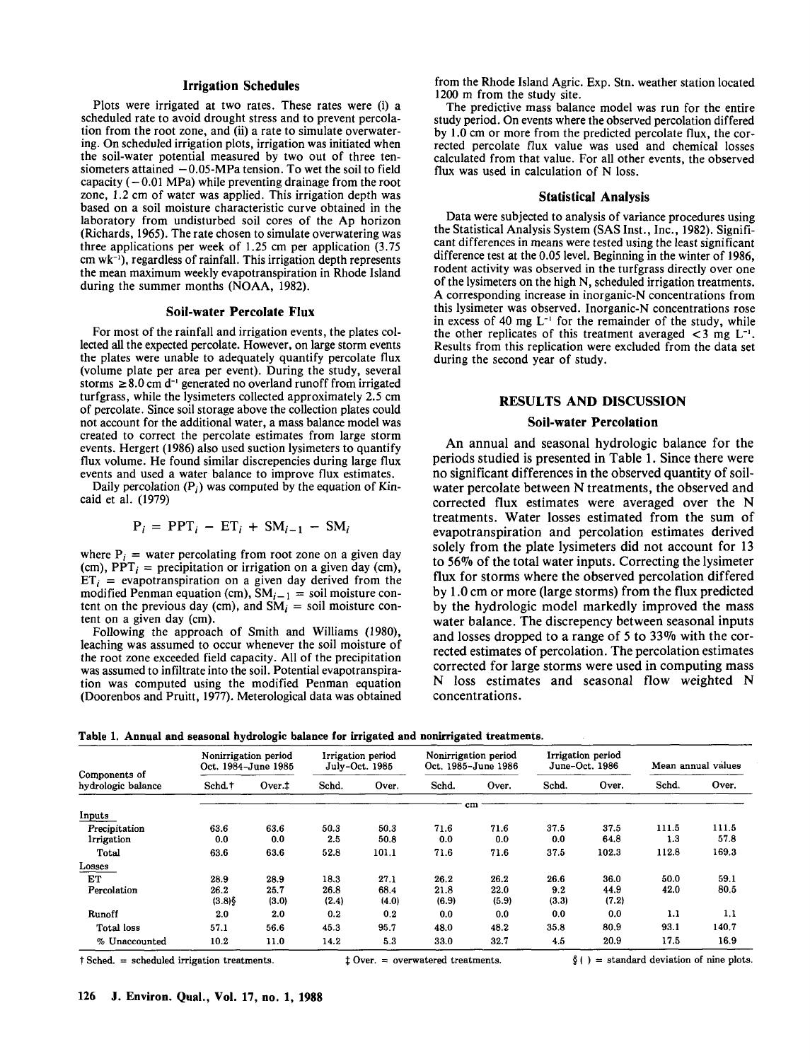### Irrigation Schedules

Plots were irrigated at two rates. These rates were (i) a scheduled rate to avoid drought stress and to prevent percolation from the root zone, and (ii) a rate to simulate overwatering. On scheduled irrigation plots, irrigation was initiated when the soil-water potential measured by two out of three tensiometers attained −0.05-MPa tension. To wet the soil to field capacity (−0.01 MPa) while preventing drainage from the root zone, 1.2 cm of water was applied. This irrigation depth was based on a soil moisture characteristic curve obtained in the laboratory from undisturbed soil cores of the Ap horizon (Richards, 1965). The rate chosen to simulate overwatering was three applications per week of 1.25 cm per application (3.75 cm $wk^{-1}$), regardless of rainfall. This irrigation depth represents the mean maximum weekly evapotranspiration in Rhode Island during the summer months (NOAA, 1982).

### Soil-water Percolate Flux

For most of the rainfall and irrigation events, the plates collected all the expected percolate. However, on large storm events the plates were unable to adequately quantify percolate flux (volume plate per area per event). During the study, several storms ≥8.0 cm $d^{-1}$ generated no overland runoff from irrigated turfgrass, while the lysimeters collected approximately 2.5 cm of percolate. Since soil storage above the collection plates could not account for the additional water, a mass balance model was created to correct the percolate estimates from large storm events. Hergert (1986) also used suction lysimeters to quantify flux volume. He found similar discrepencies during large flux events and used a water balance to improve flux estimates.

Daily percolation ($P_i$) was computed by the equation of Kincaid et al. (1979)

$$P_i = PPT_i - ET_i + SM_{i-1} - SM_i$$

where $P_i$ = water percolating from root zone on a given day (cm), $PPT_i$ = precipitation or irrigation on a given day (cm), $ET_i$ = evapotranspiration on a given day derived from the modified Penman equation (cm), $SM_{i-1}$ = soil moisture content on the previous day (cm), and $SM_i$ = soil moisture content on a given day (cm).

Following the approach of Smith and Williams (1980), leaching was assumed to occur whenever the soil moisture of the root zone exceeded field capacity. All of the precipitation was assumed to infiltrate into the soil. Potential evapotranspiration was computed using the modified Penman equation (Doorenbos and Pruitt, 1977). Meterological data was obtained from the Rhode Island Agric. Exp. Stn. weather station located 1200 m from the study site.

The predictive mass balance model was run for the entire study period. On events where the observed percolation differed by 1.0 cm or more from the predicted percolate flux, the corrected percolate flux value was used and chemical losses calculated from that value. For all other events, the observed flux was used in calculation of N loss.

### Statistical Analysis

Data were subjected to analysis of variance procedures using the Statistical Analysis System (SAS Inst., Inc., 1982). Significant differences in means were tested using the least significant difference test at the 0.05 level. Beginning in the winter of 1986, rodent activity was observed in the turfgrass directly over one of the lysimeters on the high N, scheduled irrigation treatments. A corresponding increase in inorganic-N concentrations from this lysimeter was observed. Inorganic-N concentrations rose in excess of 40 mg $L^{-1}$ for the remainder of the study, while the other replicates of this treatment averaged <3 mg $L^{-1}$. Results from this replication were excluded from the data set during the second year of study.

## RESULTS AND DISCUSSION

### Soil-water Percolation

An annual and seasonal hydrologic balance for the periods studied is presented in Table 1. Since there were no significant differences in the observed quantity of soil-water percolate between N treatments, the observed and corrected flux estimates were averaged over the N treatments. Water losses estimated from the sum of evapotranspiration and percolation estimates derived solely from the plate lysimeters did not account for 13 to 56% of the total water inputs. Correcting the lysimeter flux for storms where the observed percolation differed by 1.0 cm or more (large storms) from the flux predicted by the hydrologic model markedly improved the mass water balance. The discrepency between seasonal inputs and losses dropped to a range of 5 to 33% with the corrected estimates of percolation. The percolation estimates corrected for large storms were used in computing mass N loss estimates and seasonal flow weighted N concentrations.

**Table 1. Annual and seasonal hydrologic balance for irrigated and nonirrigated treatments.**

| Components of hydrologic balance | Nonirrigation period Oct. 1984–June 1985 | | Irrigation period July–Oct. 1985 | | Nonirrigation period Oct. 1985–June 1986 | | Irrigation period June–Oct. 1986 | | Mean annual values | |
|---|---|---|---|---|---|---|---|---|---|---|
| | Schd.† | Over.‡ | Schd. | Over. | Schd. | Over. | Schd. | Over. | Schd. | Over. |
| | cm | | | | | | | | | |
| *Inputs* | | | | | | | | | | |
| Precipitation | 63.6 | 63.6 | 50.3 | 50.3 | 71.6 | 71.6 | 37.5 | 37.5 | 111.5 | 111.5 |
| Irrigation | 0.0 | 0.0 | 2.5 | 50.8 | 0.0 | 0.0 | 0.0 | 64.8 | 1.3 | 57.8 |
| Total | 63.6 | 63.6 | 52.8 | 101.1 | 71.6 | 71.6 | 37.5 | 102.3 | 112.8 | 169.3 |
| *Losses* | | | | | | | | | | |
| ET | 28.9 | 28.9 | 18.3 | 27.1 | 26.2 | 26.2 | 26.6 | 36.0 | 50.0 | 59.1 |
| Percolation | 26.2 (3.8)§ | 25.7 (3.0) | 26.8 (2.4) | 68.4 (4.0) | 21.8 (6.9) | 22.0 (5.9) | 9.2 (3.3) | 44.9 (7.2) | 42.0 | 80.5 |
| Runoff | 2.0 | 2.0 | 0.2 | 0.2 | 0.0 | 0.0 | 0.0 | 0.0 | 1.1 | 1.1 |
| Total loss | 57.1 | 56.6 | 45.3 | 95.7 | 48.0 | 48.2 | 35.8 | 80.9 | 93.1 | 140.7 |
| % Unaccounted | 10.2 | 11.0 | 14.2 | 5.3 | 33.0 | 32.7 | 4.5 | 20.9 | 17.5 | 16.9 |

† Sched. = scheduled irrigation treatments. ‡ Over. = overwatered treatments. § ( ) = standard deviation of nine plots.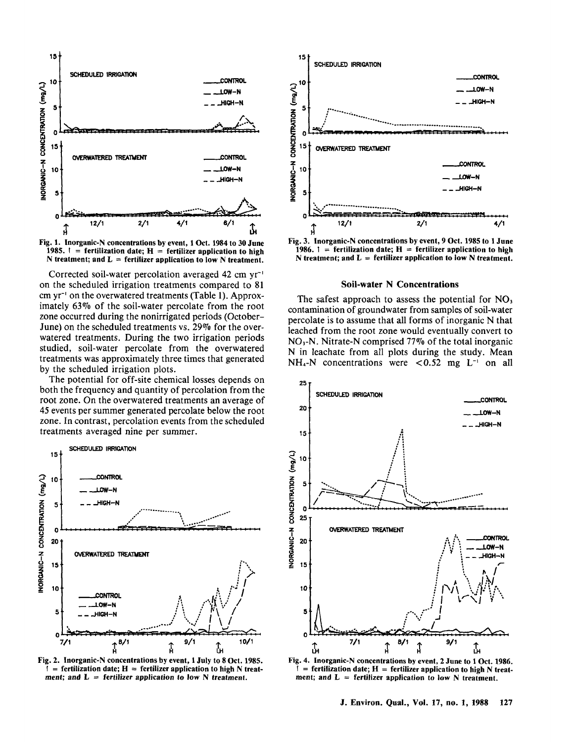Fig. 1. Inorganic-N concentrations by event, 1 Oct. 1984 to 30 June 1985. ↑ = fertilization date; H = fertilizer application to high N treatment; and L = fertilizer application to low N treatment.

Corrected soil-water percolation averaged 42 cm $yr^{-1}$ on the scheduled irrigation treatments compared to 81 cm $yr^{-1}$ on the overwatered treatments (Table 1). Approximately 63% of the soil-water percolate from the root zone occurred during the nonirrigated periods (October–June) on the scheduled treatments vs. 29% for the overwatered treatments. During the two irrigation periods studied, soil-water percolate from the overwatered treatments was approximately three times that generated by the scheduled irrigation plots.

The potential for off-site chemical losses depends on both the frequency and quantity of percolation from the root zone. On the overwatered treatments an average of 45 events per summer generated percolate below the root zone. In contrast, percolation events from the scheduled treatments averaged nine per summer.

Fig. 2. Inorganic-N concentrations by event, 1 July to 8 Oct. 1985. ↑ = fertilization date; H = fertilizer application to high N treatment; and L = fertilizer application to low N treatment.

Fig. 3. Inorganic-N concentrations by event, 9 Oct. 1985 to 1 June 1986. ↑ = fertilization date; H = fertilizer application to high N treatment; and L = fertilizer application to low N treatment.

## Soil-water N Concentrations

The safest approach to assess the potential for $NO_3$ contamination of groundwater from samples of soil-water percolate is to assume that all forms of inorganic N that leached from the root zone would eventually convert to $NO_3$-N. Nitrate-N comprised 77% of the total inorganic N in leachate from all plots during the study. Mean $NH_4$-N concentrations were $<0.52$ mg $L^{-1}$ on all

Fig. 4. Inorganic-N concentrations by event, 2 June to 1 Oct. 1986. ↑ = fertilization date; H = fertilizer application to high N treatment; and L = fertilizer application to low N treatment.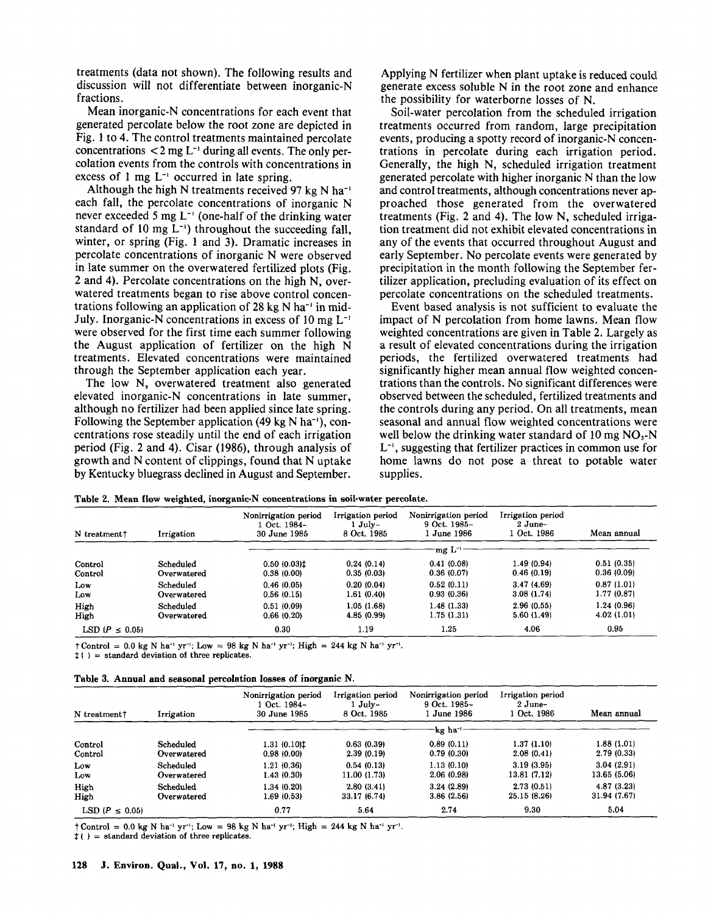treatments (data not shown). The following results and discussion will not differentiate between inorganic-N fractions.

Mean inorganic-N concentrations for each event that generated percolate below the root zone are depicted in Fig. 1 to 4. The control treatments maintained percolate concentrations $< 2$ mg $L^{-1}$ during all events. The only percolation events from the controls with concentrations in excess of 1 mg $L^{-1}$ occurred in late spring.

Although the high N treatments received 97 kg N $ha^{-1}$ each fall, the percolate concentrations of inorganic N never exceeded 5 mg $L^{-1}$ (one-half of the drinking water standard of 10 mg $L^{-1}$) throughout the succeeding fall, winter, or spring (Fig. 1 and 3). Dramatic increases in percolate concentrations of inorganic N were observed in late summer on the overwatered fertilized plots (Fig. 2 and 4). Percolate concentrations on the high N, overwatered treatments began to rise above control concentrations following an application of 28 kg N $ha^{-1}$ in mid-July. Inorganic-N concentrations in excess of 10 mg $L^{-1}$ were observed for the first time each summer following the August application of fertilizer on the high N treatments. Elevated concentrations were maintained through the September application each year.

The low N, overwatered treatment also generated elevated inorganic-N concentrations in late summer, although no fertilizer had been applied since late spring. Following the September application (49 kg N $ha^{-1}$), concentrations rose steadily until the end of each irrigation period (Fig. 2 and 4). Cisar (1986), through analysis of growth and N content of clippings, found that N uptake by Kentucky bluegrass declined in August and September. Applying N fertilizer when plant uptake is reduced could generate excess soluble N in the root zone and enhance the possibility for waterborne losses of N.

Soil-water percolation from the scheduled irrigation treatments occurred from random, large precipitation events, producing a spotty record of inorganic-N concentrations in percolate during each irrigation period. Generally, the high N, scheduled irrigation treatment generated percolate with higher inorganic N than the low and control treatments, although concentrations never approached those generated from the overwatered treatments (Fig. 2 and 4). The low N, scheduled irrigation treatment did not exhibit elevated concentrations in any of the events that occurred throughout August and early September. No percolate events were generated by precipitation in the month following the September fertilizer application, precluding evaluation of its effect on percolate concentrations on the scheduled treatments.

Event based analysis is not sufficient to evaluate the impact of N percolation from home lawns. Mean flow weighted concentrations are given in Table 2. Largely as a result of elevated concentrations during the irrigation periods, the fertilized overwatered treatments had significantly higher mean annual flow weighted concentrations than the controls. No significant differences were observed between the scheduled, fertilized treatments and the controls during any period. On all treatments, mean seasonal and annual flow weighted concentrations were well below the drinking water standard of 10 mg $NO_3$-N $L^{-1}$, suggesting that fertilizer practices in common use for home lawns do not pose a threat to potable water supplies.

**Table 2. Mean flow weighted, inorganic-N concentrations in soil-water percolate.**

| N treatment† | Irrigation | Nonirrigation period 1 Oct. 1984–30 June 1985 | Irrigation period 1 July–8 Oct. 1985 | Nonirrigation period 9 Oct. 1985–1 June 1986 | Irrigation period 2 June–1 Oct. 1986 | Mean annual |
|---|---|---|---|---|---|---|
| | | mg $L^{-1}$ | | | | |
| Control | Scheduled | 0.50 (0.03)‡ | 0.24 (0.14) | 0.41 (0.08) | 1.49 (0.94) | 0.51 (0.35) |
| Control | Overwatered | 0.38 (0.00) | 0.35 (0.03) | 0.36 (0.07) | 0.46 (0.19) | 0.36 (0.09) |
| Low | Scheduled | 0.46 (0.05) | 0.20 (0.04) | 0.52 (0.11) | 3.47 (4.69) | 0.87 (1.01) |
| Low | Overwatered | 0.56 (0.15) | 1.61 (0.40) | 0.93 (0.36) | 3.08 (1.74) | 1.77 (0.87) |
| High | Scheduled | 0.51 (0.09) | 1.05 (1.68) | 1.48 (1.33) | 2.96 (0.55) | 1.24 (0.96) |
| High | Overwatered | 0.66 (0.20) | 4.85 (0.99) | 1.75 (1.31) | 5.60 (1.49) | 4.02 (1.01) |
| LSD ($P \leq 0.05$) | | 0.30 | 1.19 | 1.25 | 4.06 | 0.95 |

† Control = 0.0 kg N $ha^{-1}$ $yr^{-1}$; Low = 98 kg N $ha^{-1}$ $yr^{-1}$; High = 244 kg N $ha^{-1}$ $yr^{-1}$.
‡ ( ) = standard deviation of three replicates.

**Table 3. Annual and seasonal percolation losses of inorganic N.**

| N treatment† | Irrigation | Nonirrigation period 1 Oct. 1984–30 June 1985 | Irrigation period 1 July–8 Oct. 1985 | Nonirrigation period 9 Oct. 1985–1 June 1986 | Irrigation period 2 June–1 Oct. 1986 | Mean annual |
|---|---|---|---|---|---|---|
| | | kg $ha^{-1}$ | | | | |
| Control | Scheduled | 1.31 (0.10)‡ | 0.63 (0.39) | 0.89 (0.11) | 1.37 (1.10) | 1.88 (1.01) |
| Control | Overwatered | 0.98 (0.00) | 2.39 (0.19) | 0.79 (0.30) | 2.08 (0.41) | 2.79 (0.33) |
| Low | Scheduled | 1.21 (0.36) | 0.54 (0.13) | 1.13 (0.10) | 3.19 (3.95) | 3.04 (2.91) |
| Low | Overwatered | 1.43 (0.30) | 11.00 (1.73) | 2.06 (0.98) | 13.81 (7.12) | 13.65 (5.06) |
| High | Scheduled | 1.34 (0.20) | 2.80 (3.41) | 3.24 (2.89) | 2.73 (0.51) | 4.87 (3.23) |
| High | Overwatered | 1.69 (0.53) | 33.17 (6.74) | 3.86 (2.56) | 25.15 (8.26) | 31.94 (7.67) |
| LSD ($P \leq 0.05$) | | 0.77 | 5.64 | 2.74 | 9.30 | 5.04 |

† Control = 0.0 kg N $ha^{-1}$ $yr^{-1}$; Low = 98 kg N $ha^{-1}$ $yr^{-1}$; High = 244 kg N $ha^{-1}$ $yr^{-1}$.
‡ ( ) = standard deviation of three replicates.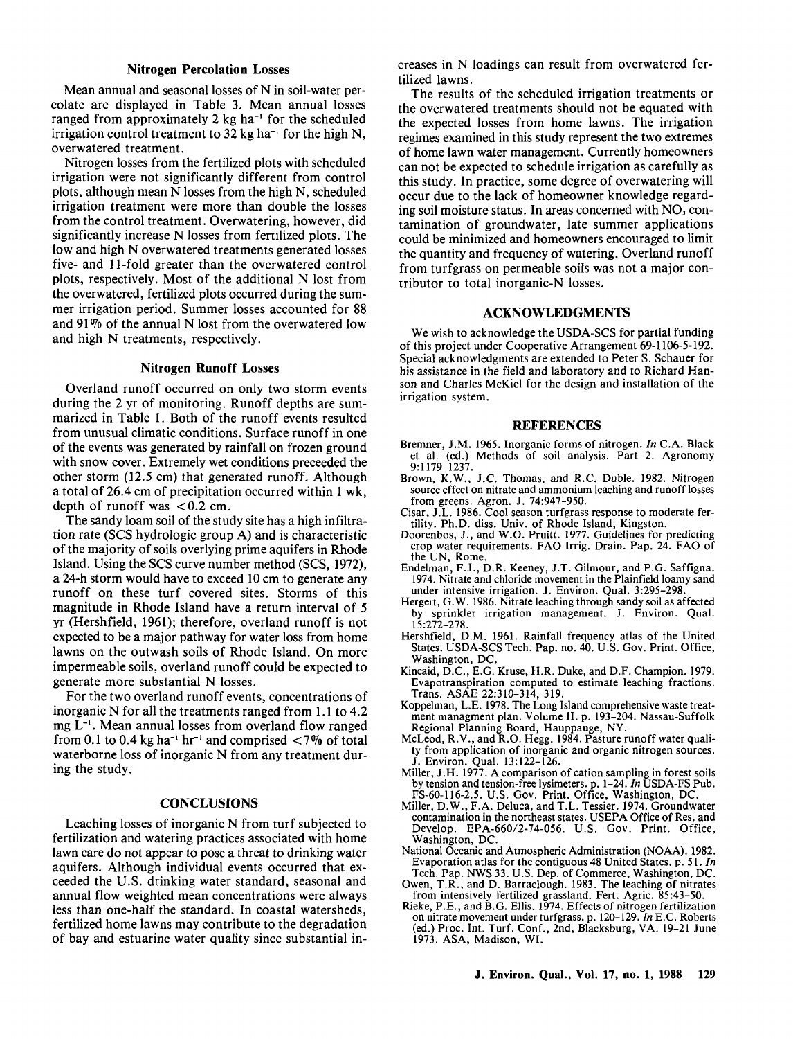### Nitrogen Percolation Losses

Mean annual and seasonal losses of N in soil-water percolate are displayed in Table 3. Mean annual losses ranged from approximately 2 kg ha$^{-1}$ for the scheduled irrigation control treatment to 32 kg ha$^{-1}$ for the high N, overwatered treatment.

Nitrogen losses from the fertilized plots with scheduled irrigation were not significantly different from control plots, although mean N losses from the high N, scheduled irrigation treatment were more than double the losses from the control treatment. Overwatering, however, did significantly increase N losses from fertilized plots. The low and high N overwatered treatments generated losses five- and 11-fold greater than the overwatered control plots, respectively. Most of the additional N lost from the overwatered, fertilized plots occurred during the summer irrigation period. Summer losses accounted for 88 and 91% of the annual N lost from the overwatered low and high N treatments, respectively.

### Nitrogen Runoff Losses

Overland runoff occurred on only two storm events during the 2 yr of monitoring. Runoff depths are summarized in Table 1. Both of the runoff events resulted from unusual climatic conditions. Surface runoff in one of the events was generated by rainfall on frozen ground with snow cover. Extremely wet conditions preceeded the other storm (12.5 cm) that generated runoff. Although a total of 26.4 cm of precipitation occurred within 1 wk, depth of runoff was <0.2 cm.

The sandy loam soil of the study site has a high infiltration rate (SCS hydrologic group A) and is characteristic of the majority of soils overlying prime aquifers in Rhode Island. Using the SCS curve number method (SCS, 1972), a 24-h storm would have to exceed 10 cm to generate any runoff on these turf covered sites. Storms of this magnitude in Rhode Island have a return interval of 5 yr (Hershfield, 1961); therefore, overland runoff is not expected to be a major pathway for water loss from home lawns on the outwash soils of Rhode Island. On more impermeable soils, overland runoff could be expected to generate more substantial N losses.

For the two overland runoff events, concentrations of inorganic N for all the treatments ranged from 1.1 to 4.2 mg L$^{-1}$. Mean annual losses from overland flow ranged from 0.1 to 0.4 kg ha$^{-1}$ hr$^{-1}$ and comprised <7% of total waterborne loss of inorganic N from any treatment during the study.

## CONCLUSIONS

Leaching losses of inorganic N from turf subjected to fertilization and watering practices associated with home lawn care do not appear to pose a threat to drinking water aquifers. Although individual events occurred that exceeded the U.S. drinking water standard, seasonal and annual flow weighted mean concentrations were always less than one-half the standard. In coastal watersheds, fertilized home lawns may contribute to the degradation of bay and estuarine water quality since substantial increases in N loadings can result from overwatered fertilized lawns.

The results of the scheduled irrigation treatments or the overwatered treatments should not be equated with the expected losses from home lawns. The irrigation regimes examined in this study represent the two extremes of home lawn water management. Currently homeowners can not be expected to schedule irrigation as carefully as this study. In practice, some degree of overwatering will occur due to the lack of homeowner knowledge regarding soil moisture status. In areas concerned with $NO_3$ contamination of groundwater, late summer applications could be minimized and homeowners encouraged to limit the quantity and frequency of watering. Overland runoff from turfgrass on permeable soils was not a major contributor to total inorganic-N losses.

## ACKNOWLEDGMENTS

We wish to acknowledge the USDA-SCS for partial funding of this project under Cooperative Arrangement 69-1106-5-192. Special acknowledgments are extended to Peter S. Schauer for his assistance in the field and laboratory and to Richard Hanson and Charles McKiel for the design and installation of the irrigation system.

## REFERENCES

Bremner, J.M. 1965. Inorganic forms of nitrogen. *In* C.A. Black et al. (ed.) Methods of soil analysis. Part 2. Agronomy 9:1179–1237.

Brown, K.W., J.C. Thomas, and R.C. Duble. 1982. Nitrogen source effect on nitrate and ammonium leaching and runoff losses from greens. Agron. J. 74:947–950.

Cisar, J.L. 1986. Cool season turfgrass response to moderate fertility. Ph.D. diss. Univ. of Rhode Island, Kingston.

Doorenbos, J., and W.O. Pruitt. 1977. Guidelines for predicting crop water requirements. FAO Irrig. Drain. Pap. 24. FAO of the UN, Rome.

Endelman, F.J., D.R. Keeney, J.T. Gilmour, and P.G. Saffigna. 1974. Nitrate and chloride movement in the Plainfield loamy sand under intensive irrigation. J. Environ. Qual. 3:295–298.

Hergert, G.W. 1986. Nitrate leaching through sandy soil as affected by sprinkler irrigation management. J. Environ. Qual. 15:272–278.

Hershfield, D.M. 1961. Rainfall frequency atlas of the United States. USDA-SCS Tech. Pap. no. 40. U.S. Gov. Print. Office, Washington, DC.

Kincaid, D.C., E.G. Kruse, H.R. Duke, and D.F. Champion. 1979. Evapotranspiration computed to estimate leaching fractions. Trans. ASAE 22:310–314, 319.

Koppelman, L.E. 1978. The Long Island comprehensive waste treatment managment plan. Volume II. p. 193–204. Nassau-Suffolk Regional Planning Board, Hauppauge, NY.

McLeod, R.V., and R.O. Hegg. 1984. Pasture runoff water quality from application of inorganic and organic nitrogen sources. J. Environ. Qual. 13:122–126.

Miller, J.H. 1977. A comparison of cation sampling in forest soils by tension and tension-free lysimeters. p. 1–24. *In* USDA-FS Pub. FS-60-116-2.5. U.S. Gov. Print. Office, Washington, DC.

Miller, D.W., F.A. Deluca, and T.L. Tessier. 1974. Groundwater contamination in the northeast states. USEPA Office of Res. and Develop. EPA-660/2-74-056. U.S. Gov. Print. Office, Washington, DC.

National Oceanic and Atmospheric Administration (NOAA). 1982. Evaporation atlas for the contiguous 48 United States. p. 51. *In* Tech. Pap. NWS 33. U.S. Dep. of Commerce, Washington, DC.

Owen, T.R., and D. Barraclough. 1983. The leaching of nitrates from intensively fertilized grassland. Fert. Agric. 85:43–50.

Rieke, P.E., and B.G. Ellis. 1974. Effects of nitrogen fertilization on nitrate movement under turfgrass. p. 120–129. *In* E.C. Roberts (ed.) Proc. Int. Turf. Conf., 2nd, Blacksburg, VA. 19–21 June 1973. ASA, Madison, WI.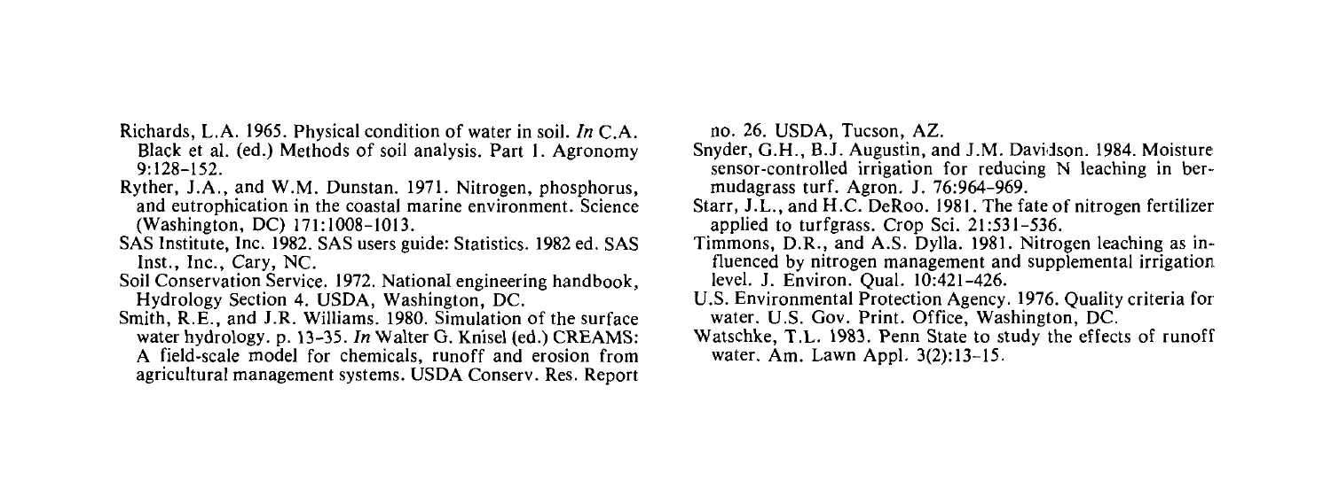Richards, L.A. 1965. Physical condition of water in soil. *In* C.A. Black et al. (ed.) Methods of soil analysis. Part 1. Agronomy 9:128–152.

Ryther, J.A., and W.M. Dunstan. 1971. Nitrogen, phosphorus, and eutrophication in the coastal marine environment. Science (Washington, DC) 171:1008–1013.

SAS Institute, Inc. 1982. SAS users guide: Statistics. 1982 ed. SAS Inst., Inc., Cary, NC.

Soil Conservation Service. 1972. National engineering handbook, Hydrology Section 4. USDA, Washington, DC.

Smith, R.E., and J.R. Williams. 1980. Simulation of the surface water hydrology. p. 13–35. *In* Walter G. Knisel (ed.) CREAMS: A field-scale model for chemicals, runoff and erosion from agricultural management systems. USDA Conserv. Res. Report no. 26. USDA, Tucson, AZ.

Snyder, G.H., B.J. Augustin, and J.M. Davidson. 1984. Moisture sensor-controlled irrigation for reducing N leaching in bermudagrass turf. Agron. J. 76:964–969.

Starr, J.L., and H.C. DeRoo. 1981. The fate of nitrogen fertilizer applied to turfgrass. Crop Sci. 21:531–536.

Timmons, D.R., and A.S. Dylla. 1981. Nitrogen leaching as influenced by nitrogen management and supplemental irrigation level. J. Environ. Qual. 10:421–426.

U.S. Environmental Protection Agency. 1976. Quality criteria for water. U.S. Gov. Print. Office, Washington, DC.

Watschke, T.L. 1983. Penn State to study the effects of runoff water. Am. Lawn Appl. 3(2):13–15.